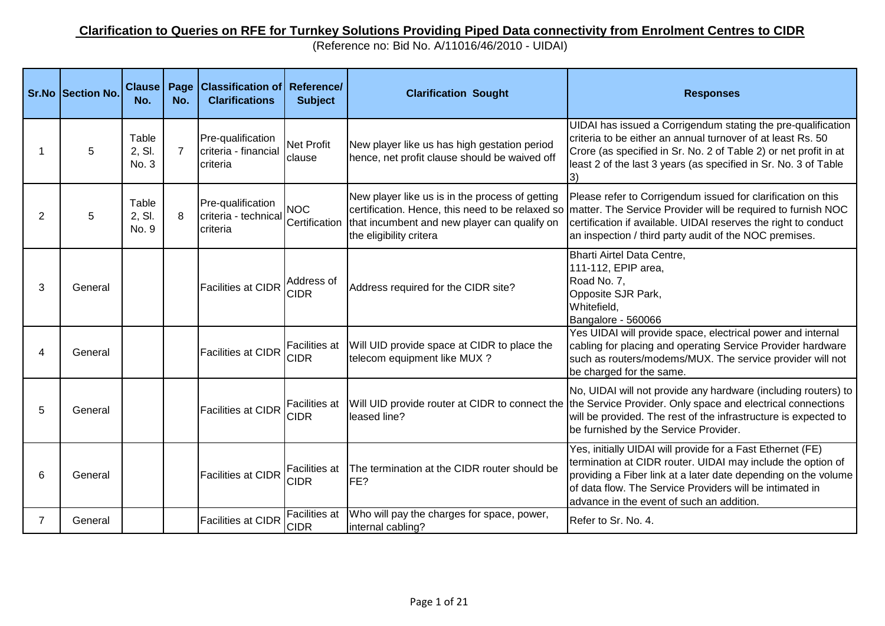## Clarification to Queries on RFE for Turnkey Solutions Providing Piped Data connectivity from Enrolment Centres to CIDR

(Reference no: Bid No. A/11016/46/2010 - UIDAI)

| Sr.No | Section No. | Clause No. | Page No. | Classification of Clarifications | Reference/ Subject | Clarification Sought | Responses |
|---|---|---|---|---|---|---|---|
| 1 | 5 | Table 2, Sl. No. 3 | 7 | Pre-qualification criteria - financial criteria | Net Profit clause | New player like us has high gestation period hence, net profit clause should be waived off | UIDAI has issued a Corrigendum stating the pre-qualification criteria to be either an annual turnover of at least Rs. 50 Crore (as specified in Sr. No. 2 of Table 2) or net profit in at least 2 of the last 3 years (as specified in Sr. No. 3 of Table 3) |
| 2 | 5 | Table 2, Sl. No. 9 | 8 | Pre-qualification criteria - technical criteria | NOC Certification | New player like us is in the process of getting certification. Hence, this need to be relaxed so that incumbent and new player can qualify on the eligibility critera | Please refer to Corrigendum issued for clarification on this matter. The Service Provider will be required to furnish NOC certification if available. UIDAI reserves the right to conduct an inspection / third party audit of the NOC premises. |
| 3 | General | | | Facilities at CIDR | Address of CIDR | Address required for the CIDR site? | Bharti Airtel Data Centre,<br>111-112, EPIP area,<br>Road No. 7,<br>Opposite SJR Park,<br>Whitefield,<br>Bangalore - 560066 |
| 4 | General | | | Facilities at CIDR | Facilities at CIDR | Will UID provide space at CIDR to place the telecom equipment like MUX ? | Yes UIDAI will provide space, electrical power and internal cabling for placing and operating Service Provider hardware such as routers/modems/MUX. The service provider will not be charged for the same. |
| 5 | General | | | Facilities at CIDR | Facilities at CIDR | Will UID provide router at CIDR to connect the leased line? | No, UIDAI will not provide any hardware (including routers) to the Service Provider. Only space and electrical connections will be provided. The rest of the infrastructure is expected to be furnished by the Service Provider. |
| 6 | General | | | Facilities at CIDR | Facilities at CIDR | The termination at the CIDR router should be FE? | Yes, initially UIDAI will provide for a Fast Ethernet (FE) termination at CIDR router. UIDAI may include the option of providing a Fiber link at a later date depending on the volume of data flow. The Service Providers will be intimated in advance in the event of such an addition. |
| 7 | General | | | Facilities at CIDR | Facilities at CIDR | Who will pay the charges for space, power, internal cabling? | Refer to Sr. No. 4. |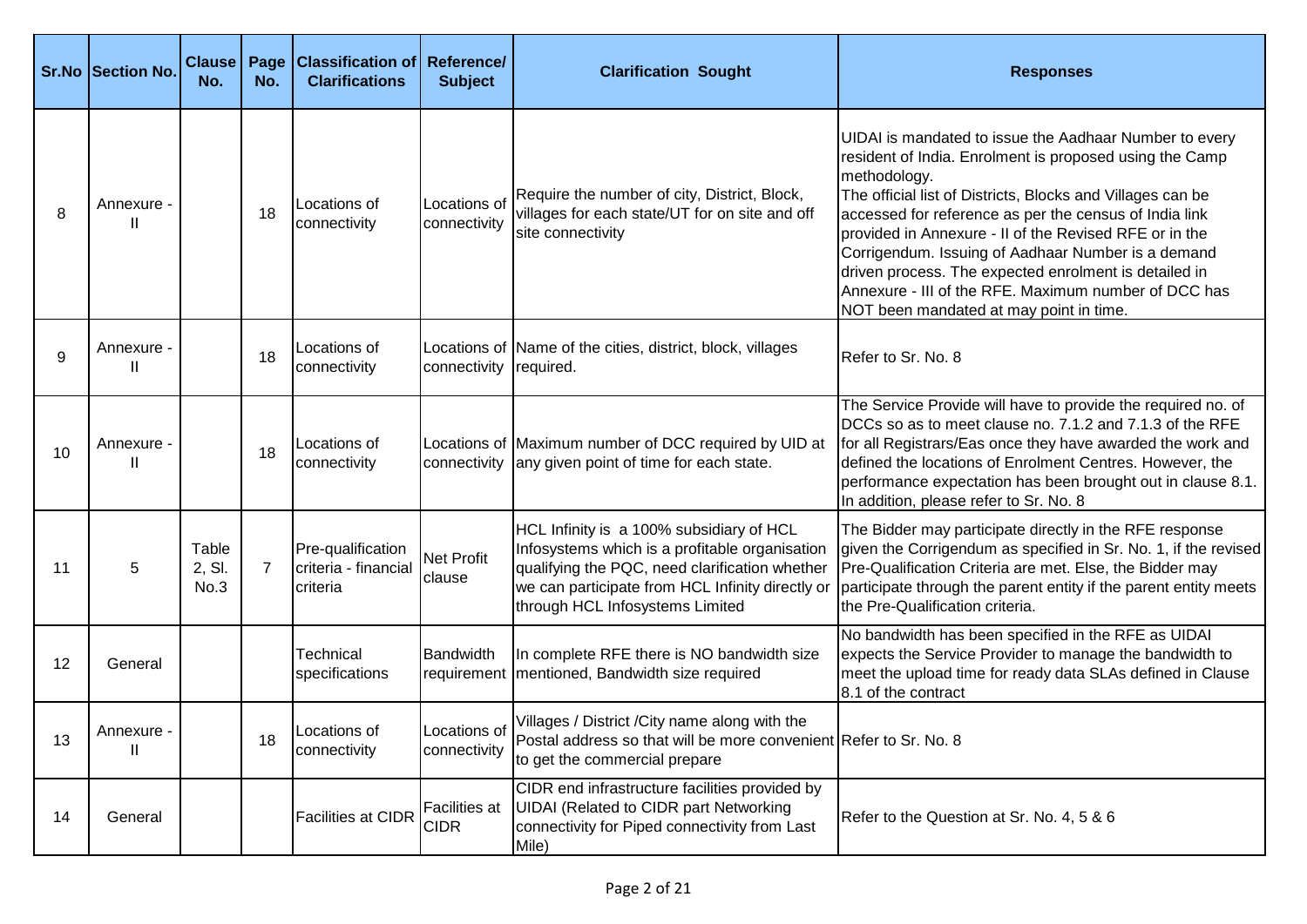| Sr.No | Section No. | Clause No. | Page No. | Classification of Clarifications | Reference/ Subject | Clarification Sought | Responses |
|---|---|---|---|---|---|---|---|
| 8 | Annexure - II | | 18 | Locations of connectivity | Locations of connectivity | Require the number of city, District, Block, villages for each state/UT for on site and off site connectivity | UIDAI is mandated to issue the Aadhaar Number to every resident of India. Enrolment is proposed using the Camp methodology. The official list of Districts, Blocks and Villages can be accessed for reference as per the census of India link provided in Annexure - II of the Revised RFE or in the Corrigendum. Issuing of Aadhaar Number is a demand driven process. The expected enrolment is detailed in Annexure - III of the RFE. Maximum number of DCC has NOT been mandated at may point in time. |
| 9 | Annexure - II | | 18 | Locations of connectivity | Locations of connectivity | Name of the cities, district, block, villages required. | Refer to Sr. No. 8 |
| 10 | Annexure - II | | 18 | Locations of connectivity | Locations of connectivity | Maximum number of DCC required by UID at any given point of time for each state. | The Service Provide will have to provide the required no. of DCCs so as to meet clause no. 7.1.2 and 7.1.3 of the RFE for all Registrars/Eas once they have awarded the work and defined the locations of Enrolment Centres. However, the performance expectation has been brought out in clause 8.1. In addition, please refer to Sr. No. 8 |
| 11 | 5 | Table 2, Sl. No.3 | 7 | Pre-qualification criteria - financial criteria | Net Profit clause | HCL Infinity is a 100% subsidiary of HCL Infosystems which is a profitable organisation qualifying the PQC, need clarification whether we can participate from HCL Infinity directly or through HCL Infosystems Limited | The Bidder may participate directly in the RFE response given the Corrigendum as specified in Sr. No. 1, if the revised Pre-Qualification Criteria are met. Else, the Bidder may participate through the parent entity if the parent entity meets the Pre-Qualification criteria. |
| 12 | General | | | Technical specifications | Bandwidth requirement | In complete RFE there is NO bandwidth size mentioned, Bandwidth size required | No bandwidth has been specified in the RFE as UIDAI expects the Service Provider to manage the bandwidth to meet the upload time for ready data SLAs defined in Clause 8.1 of the contract |
| 13 | Annexure - II | | 18 | Locations of connectivity | Locations of connectivity | Villages / District /City name along with the Postal address so that will be more convenient to get the commercial prepare | Refer to Sr. No. 8 |
| 14 | General | | | Facilities at CIDR | Facilities at CIDR | CIDR end infrastructure facilities provided by UIDAI (Related to CIDR part Networking connectivity for Piped connectivity from Last Mile) | Refer to the Question at Sr. No. 4, 5 & 6 |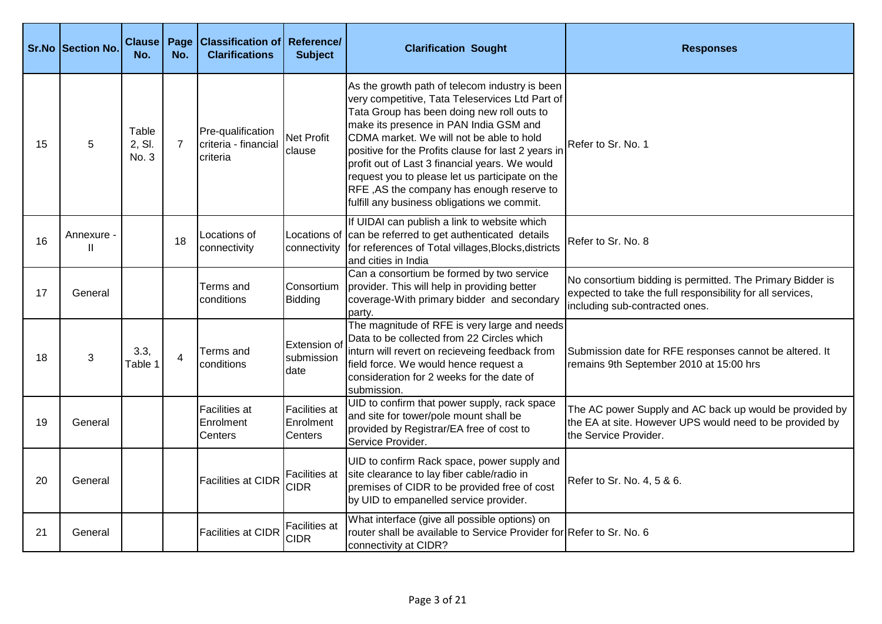| Sr.No | Section No. | Clause No. | Page No. | Classification of Clarifications | Reference/ Subject | Clarification Sought | Responses |
|---|---|---|---|---|---|---|---|
| 15 | 5 | Table 2, Sl. No. 3 | 7 | Pre-qualification criteria - financial criteria | Net Profit clause | As the growth path of telecom industry is been very competitive, Tata Teleservices Ltd Part of Tata Group has been doing new roll outs to make its presence in PAN India GSM and CDMA market. We will not be able to hold positive for the Profits clause for last 2 years in profit out of Last 3 financial years. We would request you to please let us participate on the RFE ,AS the company has enough reserve to fulfill any business obligations we commit. | Refer to Sr. No. 1 |
| 16 | Annexure - II | | 18 | Locations of connectivity | Locations of connectivity | If UIDAI can publish a link to website which can be referred to get authenticated details for references of Total villages,Blocks,districts and cities in India | Refer to Sr. No. 8 |
| 17 | General | | | Terms and conditions | Consortium Bidding | Can a consortium be formed by two service provider. This will help in providing better coverage-With primary bidder and secondary party. | No consortium bidding is permitted. The Primary Bidder is expected to take the full responsibility for all services, including sub-contracted ones. |
| 18 | 3 | 3.3, Table 1 | 4 | Terms and conditions | Extension of submission date | The magnitude of RFE is very large and needs Data to be collected from 22 Circles which inturn will revert on recieveing feedback from field force. We would hence request a consideration for 2 weeks for the date of submission. | Submission date for RFE responses cannot be altered. It remains 9th September 2010 at 15:00 hrs |
| 19 | General | | | Facilities at Enrolment Centers | Facilities at Enrolment Centers | UID to confirm that power supply, rack space and site for tower/pole mount shall be provided by Registrar/EA free of cost to Service Provider. | The AC power Supply and AC back up would be provided by the EA at site. However UPS would need to be provided by the Service Provider. |
| 20 | General | | | Facilities at CIDR | Facilities at CIDR | UID to confirm Rack space, power supply and site clearance to lay fiber cable/radio in premises of CIDR to be provided free of cost by UID to empanelled service provider. | Refer to Sr. No. 4, 5 & 6. |
| 21 | General | | | Facilities at CIDR | Facilities at CIDR | What interface (give all possible options) on router shall be available to Service Provider for connectivity at CIDR? | Refer to Sr. No. 6 |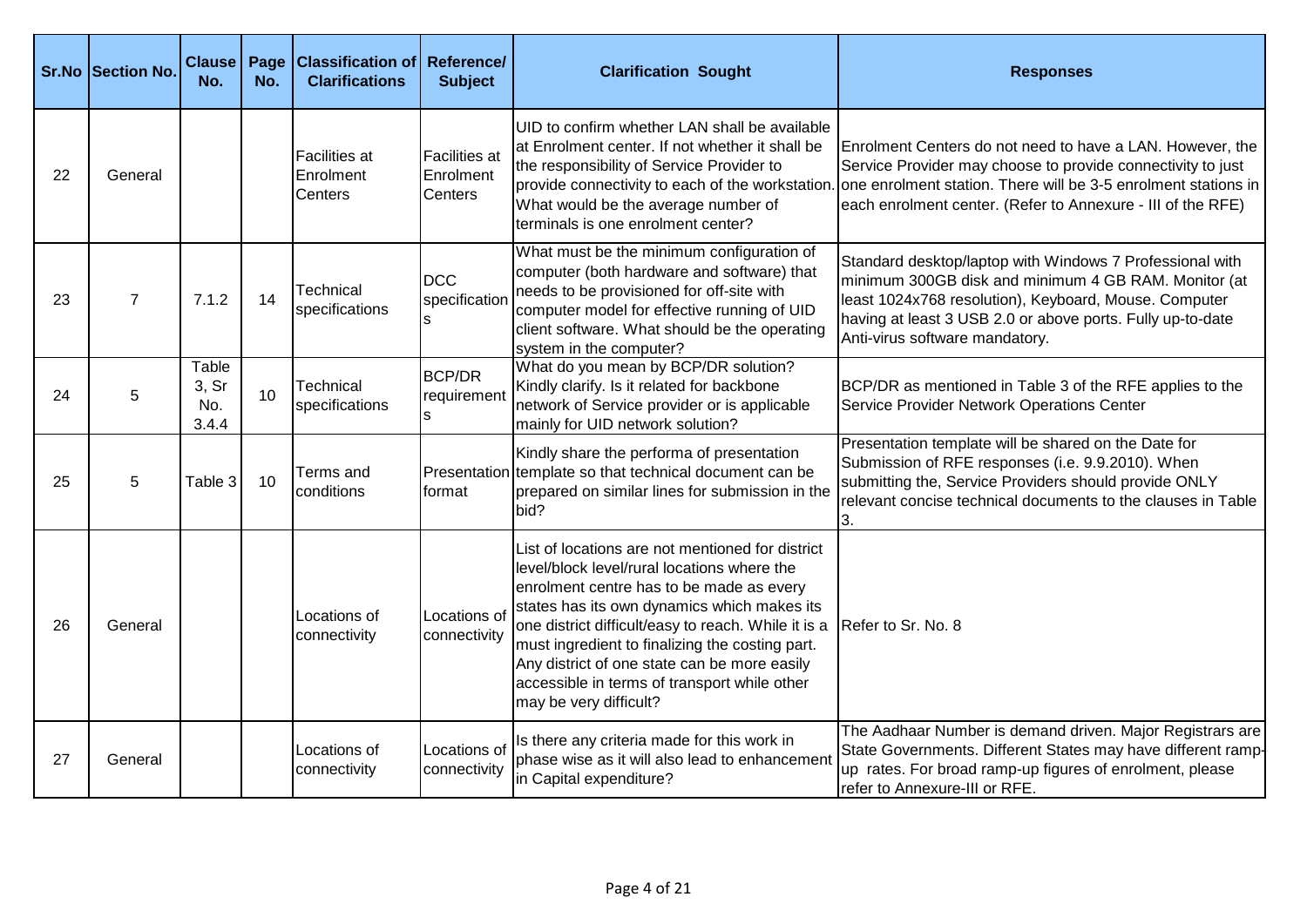| Sr.No | Section No. | Clause No. | Page No. | Classification of Clarifications | Reference/ Subject | Clarification Sought | Responses |
|---|---|---|---|---|---|---|---|
| 22 | General | | | Facilities at Enrolment Centers | Facilities at Enrolment Centers | UID to confirm whether LAN shall be available at Enrolment center. If not whether it shall be the responsibility of Service Provider to provide connectivity to each of the workstation. What would be the average number of terminals is one enrolment center? | Enrolment Centers do not need to have a LAN. However, the Service Provider may choose to provide connectivity to just one enrolment station. There will be 3-5 enrolment stations in each enrolment center. (Refer to Annexure - III of the RFE) |
| 23 | 7 | 7.1.2 | 14 | Technical specifications | DCC specifications | What must be the minimum configuration of computer (both hardware and software) that needs to be provisioned for off-site with computer model for effective running of UID client software. What should be the operating system in the computer? | Standard desktop/laptop with Windows 7 Professional with minimum 300GB disk and minimum 4 GB RAM. Monitor (at least 1024x768 resolution), Keyboard, Mouse. Computer having at least 3 USB 2.0 or above ports. Fully up-to-date Anti-virus software mandatory. |
| 24 | 5 | Table 3, Sr No. 3.4.4 | 10 | Technical specifications | BCP/DR requirements | What do you mean by BCP/DR solution? Kindly clarify. Is it related for backbone network of Service provider or is applicable mainly for UID network solution? | BCP/DR as mentioned in Table 3 of the RFE applies to the Service Provider Network Operations Center |
| 25 | 5 | Table 3 | 10 | Terms and conditions | Presentation format | Kindly share the performa of presentation template so that technical document can be prepared on similar lines for submission in the bid? | Presentation template will be shared on the Date for Submission of RFE responses (i.e. 9.9.2010). When submitting the, Service Providers should provide ONLY relevant concise technical documents to the clauses in Table 3. |
| 26 | General | | | Locations of connectivity | Locations of connectivity | List of locations are not mentioned for district level/block level/rural locations where the enrolment centre has to be made as every states has its own dynamics which makes its one district difficult/easy to reach. While it is a must ingredient to finalizing the costing part. Any district of one state can be more easily accessible in terms of transport while other may be very difficult? | Refer to Sr. No. 8 |
| 27 | General | | | Locations of connectivity | Locations of connectivity | Is there any criteria made for this work in phase wise as it will also lead to enhancement in Capital expenditure? | The Aadhaar Number is demand driven. Major Registrars are State Governments. Different States may have different ramp-up rates. For broad ramp-up figures of enrolment, please refer to Annexure-III or RFE. |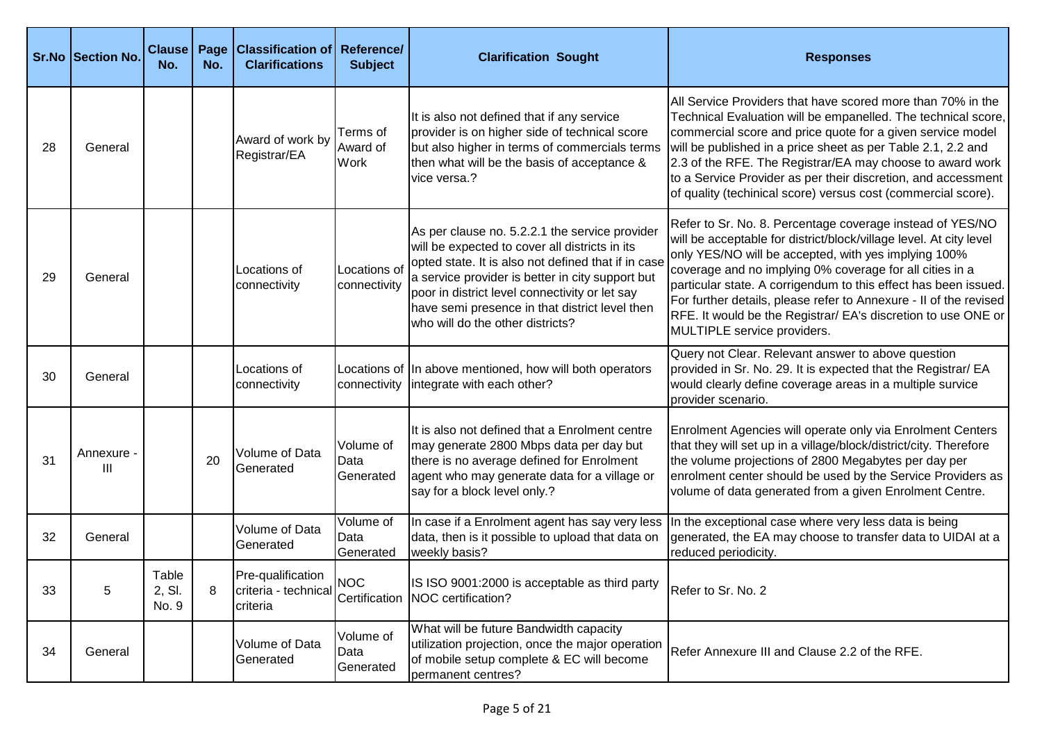| Sr.No | Section No. | Clause No. | Page No. | Classification of Clarifications | Reference/ Subject | Clarification Sought | Responses |
|---|---|---|---|---|---|---|---|
| 28 | General | | | Award of work by Registrar/EA | Terms of Award of Work | It is also not defined that if any service provider is on higher side of technical score but also higher in terms of commercials terms then what will be the basis of acceptance & vice versa.? | All Service Providers that have scored more than 70% in the Technical Evaluation will be empanelled. The technical score, commercial score and price quote for a given service model will be published in a price sheet as per Table 2.1, 2.2 and 2.3 of the RFE. The Registrar/EA may choose to award work to a Service Provider as per their discretion, and accessment of quality (techinical score) versus cost (commercial score). |
| 29 | General | | | Locations of connectivity | Locations of connectivity | As per clause no. 5.2.2.1 the service provider will be expected to cover all districts in its opted state. It is also not defined that if in case a service provider is better in city support but poor in district level connectivity or let say have semi presence in that district level then who will do the other districts? | Refer to Sr. No. 8. Percentage coverage instead of YES/NO will be acceptable for district/block/village level. At city level only YES/NO will be accepted, with yes implying 100% coverage and no implying 0% coverage for all cities in a particular state. A corrigendum to this effect has been issued. For further details, please refer to Annexure - II of the revised RFE. It would be the Registrar/ EA's discretion to use ONE or MULTIPLE service providers. |
| 30 | General | | | Locations of connectivity | Locations of connectivity | In above mentioned, how will both operators integrate with each other? | Query not Clear. Relevant answer to above question provided in Sr. No. 29. It is expected that the Registrar/ EA would clearly define coverage areas in a multiple survice provider scenario. |
| 31 | Annexure - III | | 20 | Volume of Data Generated | Volume of Data Generated | It is also not defined that a Enrolment centre may generate 2800 Mbps data per day but there is no average defined for Enrolment agent who may generate data for a village or say for a block level only.? | Enrolment Agencies will operate only via Enrolment Centers that they will set up in a village/block/district/city. Therefore the volume projections of 2800 Megabytes per day per enrolment center should be used by the Service Providers as volume of data generated from a given Enrolment Centre. |
| 32 | General | | | Volume of Data Generated | Volume of Data Generated | In case if a Enrolment agent has say very less data, then is it possible to upload that data on weekly basis? | In the exceptional case where very less data is being generated, the EA may choose to transfer data to UIDAI at a reduced periodicity. |
| 33 | 5 | Table 2, Sl. No. 9 | 8 | Pre-qualification criteria - technical criteria | NOC Certification | IS ISO 9001:2000 is acceptable as third party NOC certification? | Refer to Sr. No. 2 |
| 34 | General | | | Volume of Data Generated | Volume of Data Generated | What will be future Bandwidth capacity utilization projection, once the major operation of mobile setup complete & EC will become permanent centres? | Refer Annexure III and Clause 2.2 of the RFE. |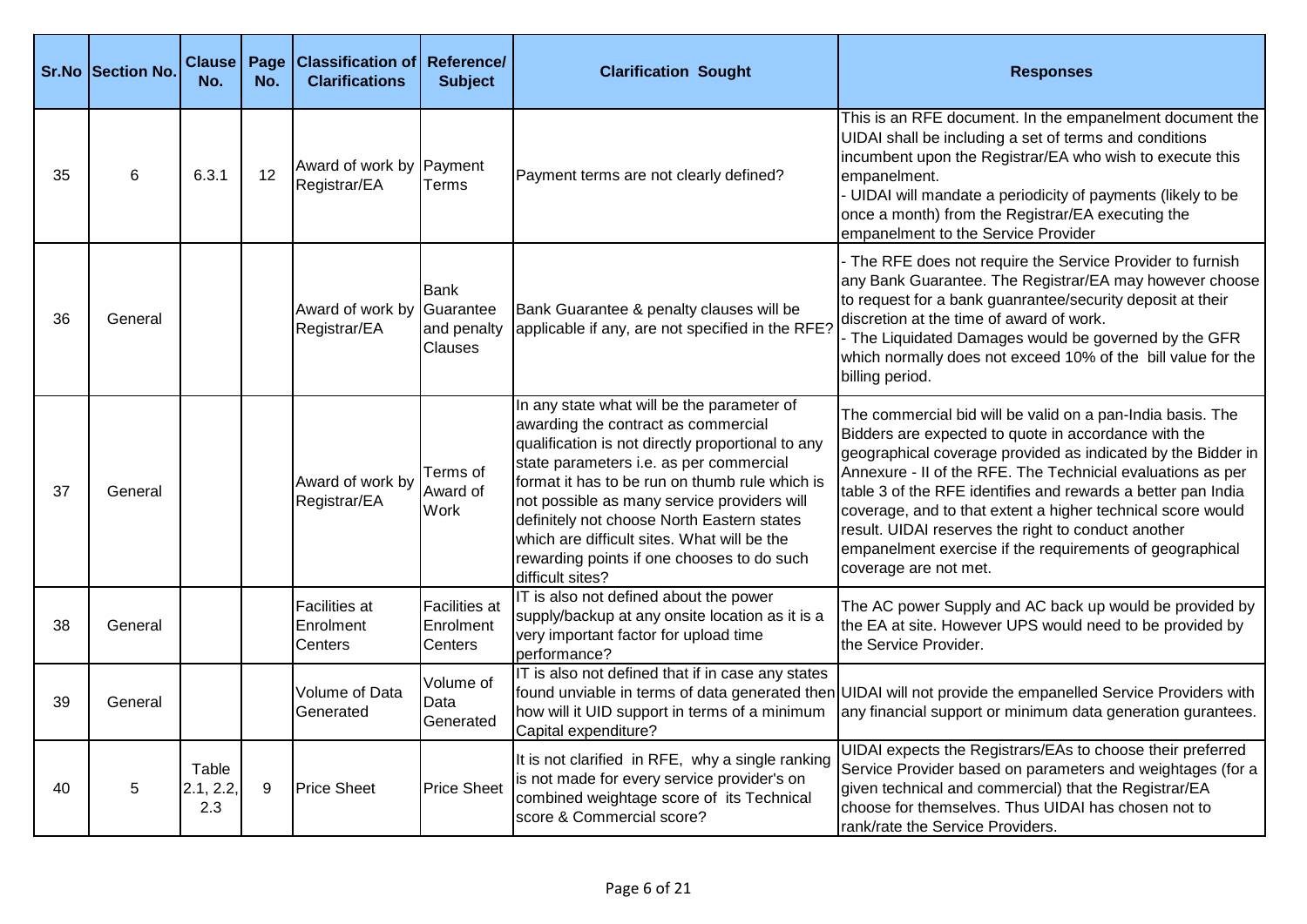| Sr.No | Section No. | Clause No. | Page No. | Classification of Clarifications | Reference/ Subject | Clarification Sought | Responses |
|---|---|---|---|---|---|---|---|
| 35 | 6 | 6.3.1 | 12 | Award of work by Registrar/EA | Payment Terms | Payment terms are not clearly defined? | This is an RFE document. In the empanelment document the UIDAI shall be including a set of terms and conditions incumbent upon the Registrar/EA who wish to execute this empanelment.<br>- UIDAI will mandate a periodicity of payments (likely to be once a month) from the Registrar/EA executing the empanelment to the Service Provider |
| 36 | General | | | Award of work by Registrar/EA | Bank Guarantee and penalty Clauses | Bank Guarantee & penalty clauses will be applicable if any, are not specified in the RFE? | - The RFE does not require the Service Provider to furnish any Bank Guarantee. The Registrar/EA may however choose to request for a bank guanrantee/security deposit at their discretion at the time of award of work.<br>- The Liquidated Damages would be governed by the GFR which normally does not exceed 10% of the bill value for the billing period. |
| 37 | General | | | Award of work by Registrar/EA | Terms of Award of Work | In any state what will be the parameter of awarding the contract as commercial qualification is not directly proportional to any state parameters i.e. as per commercial format it has to be run on thumb rule which is not possible as many service providers will definitely not choose North Eastern states which are difficult sites. What will be the rewarding points if one chooses to do such difficult sites? | The commercial bid will be valid on a pan-India basis. The Bidders are expected to quote in accordance with the geographical coverage provided as indicated by the Bidder in Annexure - II of the RFE. The Technicial evaluations as per table 3 of the RFE identifies and rewards a better pan India coverage, and to that extent a higher technical score would result. UIDAI reserves the right to conduct another empanelment exercise if the requirements of geographical coverage are not met. |
| 38 | General | | | Facilities at Enrolment Centers | Facilities at Enrolment Centers | IT is also not defined about the power supply/backup at any onsite location as it is a very important factor for upload time performance? | The AC power Supply and AC back up would be provided by the EA at site. However UPS would need to be provided by the Service Provider. |
| 39 | General | | | Volume of Data Generated | Volume of Data Generated | IT is also not defined that if in case any states found unviable in terms of data generated then how will it UID support in terms of a minimum Capital expenditure? | UIDAI will not provide the empanelled Service Providers with any financial support or minimum data generation gurantees. |
| 40 | 5 | Table 2.1, 2.2, 2.3 | 9 | Price Sheet | Price Sheet | It is not clarified in RFE, why a single ranking is not made for every service provider's on combined weightage score of its Technical score & Commercial score? | UIDAI expects the Registrars/EAs to choose their preferred Service Provider based on parameters and weightages (for a given technical and commercial) that the Registrar/EA choose for themselves. Thus UIDAI has chosen not to rank/rate the Service Providers. |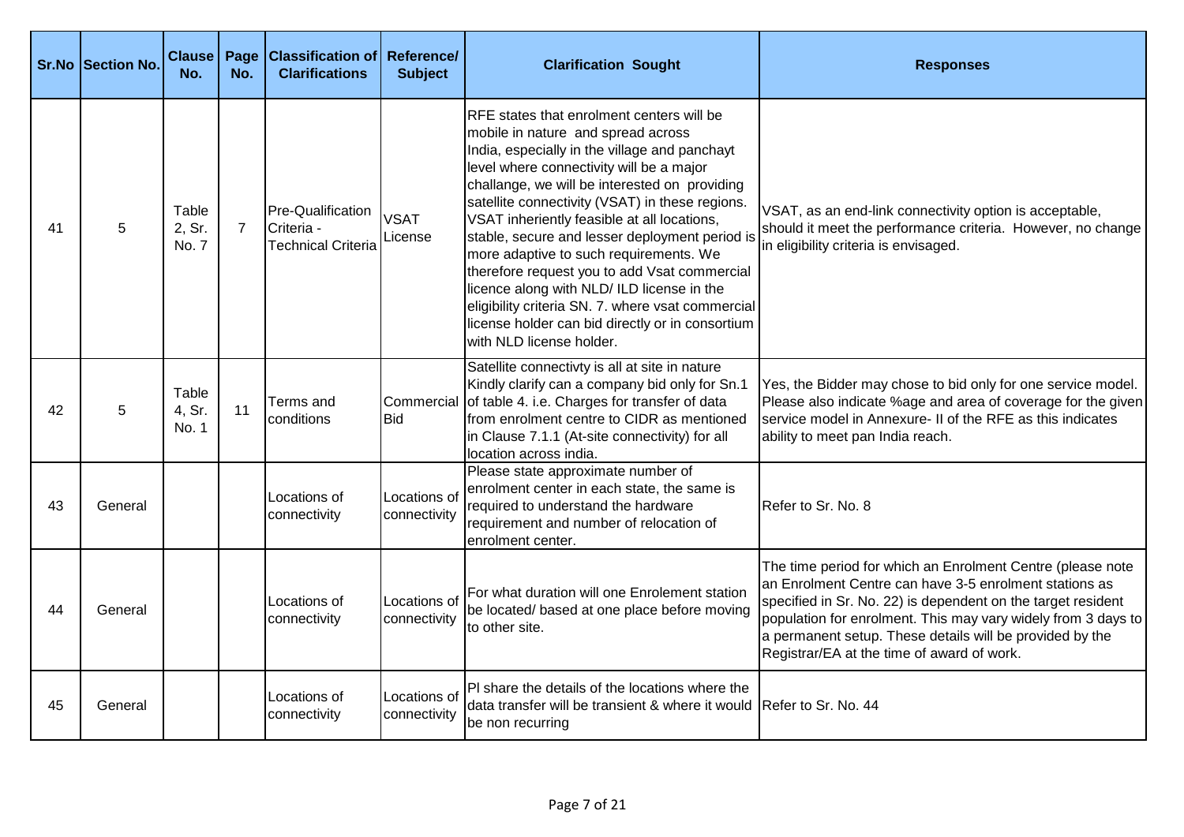| Sr.No | Section No. | Clause No. | Page No. | Classification of Clarifications | Reference/ Subject | Clarification Sought | Responses |
|---|---|---|---|---|---|---|---|
| 41 | 5 | Table 2, Sr. No. 7 | 7 | Pre-Qualification Criteria - Technical Criteria | VSAT License | RFE states that enrolment centers will be mobile in nature and spread across India, especially in the village and panchayt level where connectivity will be a major challange, we will be interested on providing satellite connectivity (VSAT) in these regions. VSAT inheriently feasible at all locations, stable, secure and lesser deployment period is more adaptive to such requirements. We therefore request you to add Vsat commercial licence along with NLD/ ILD license in the eligibility criteria SN. 7. where vsat commercial license holder can bid directly or in consortium with NLD license holder. | VSAT, as an end-link connectivity option is acceptable, should it meet the performance criteria. However, no change in eligibility criteria is envisaged. |
| 42 | 5 | Table 4, Sr. No. 1 | 11 | Terms and conditions | Commercial Bid | Satellite connectivty is all at site in nature Kindly clarify can a company bid only for Sn.1 of table 4. i.e. Charges for transfer of data from enrolment centre to CIDR as mentioned in Clause 7.1.1 (At-site connectivity) for all location across india. | Yes, the Bidder may chose to bid only for one service model. Please also indicate %age and area of coverage for the given service model in Annexure- II of the RFE as this indicates ability to meet pan India reach. |
| 43 | General | | | Locations of connectivity | Locations of connectivity | Please state approximate number of enrolment center in each state, the same is required to understand the hardware requirement and number of relocation of enrolment center. | Refer to Sr. No. 8 |
| 44 | General | | | Locations of connectivity | Locations of connectivity | For what duration will one Enrolement station be located/ based at one place before moving to other site. | The time period for which an Enrolment Centre (please note an Enrolment Centre can have 3-5 enrolment stations as specified in Sr. No. 22) is dependent on the target resident population for enrolment. This may vary widely from 3 days to a permanent setup. These details will be provided by the Registrar/EA at the time of award of work. |
| 45 | General | | | Locations of connectivity | Locations of connectivity | Pl share the details of the locations where the data transfer will be transient & where it would be non recurring | Refer to Sr. No. 44 |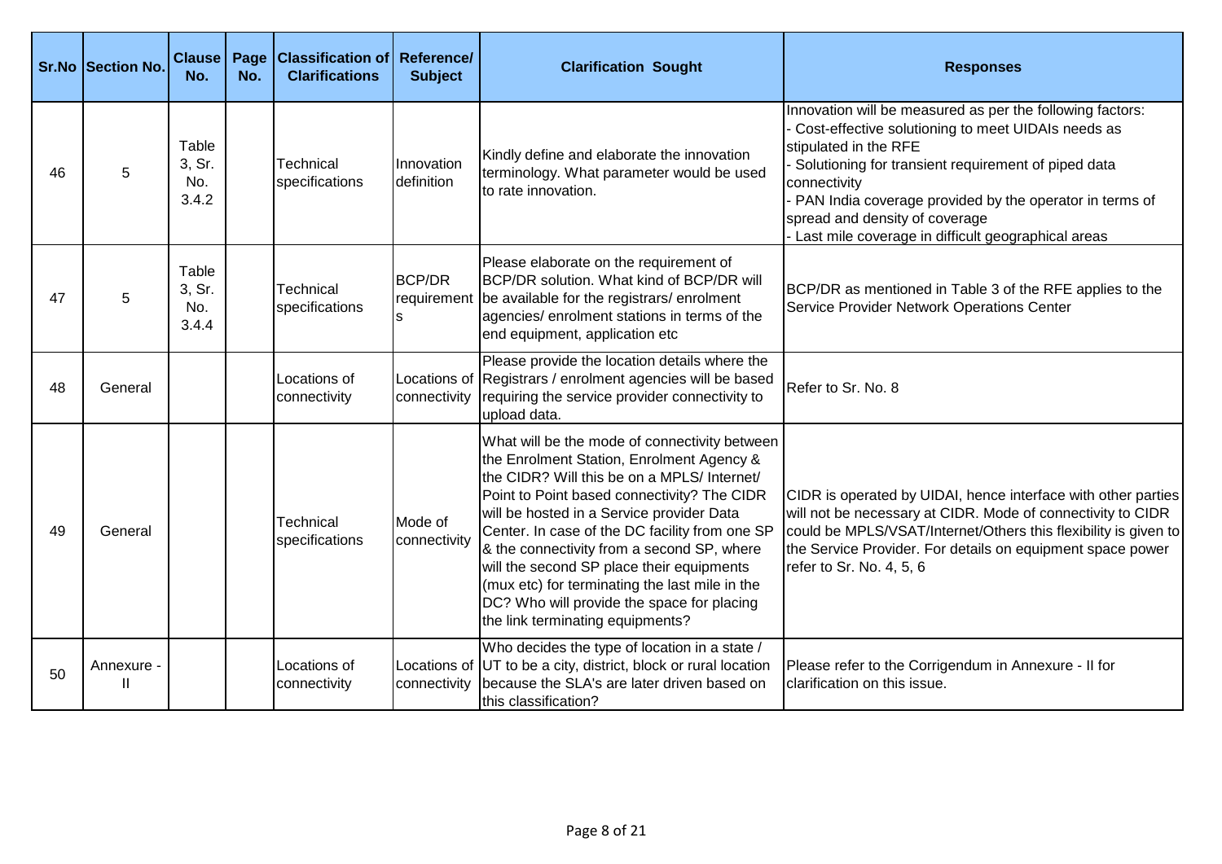| Sr.No | Section No. | Clause No. | Page No. | Classification of Clarifications | Reference/ Subject | Clarification Sought | Responses |
|---|---|---|---|---|---|---|---|
| 46 | 5 | Table 3, Sr. No. 3.4.2 | | Technical specifications | Innovation definition | Kindly define and elaborate the innovation terminology. What parameter would be used to rate innovation. | Innovation will be measured as per the following factors:<br>- Cost-effective solutioning to meet UIDAIs needs as stipulated in the RFE<br>- Solutioning for transient requirement of piped data connectivity<br>- PAN India coverage provided by the operator in terms of spread and density of coverage<br>- Last mile coverage in difficult geographical areas |
| 47 | 5 | Table 3, Sr. No. 3.4.4 | | Technical specifications | BCP/DR requirements | Please elaborate on the requirement of BCP/DR solution. What kind of BCP/DR will be available for the registrars/ enrolment agencies/ enrolment stations in terms of the end equipment, application etc | BCP/DR as mentioned in Table 3 of the RFE applies to the Service Provider Network Operations Center |
| 48 | General | | | Locations of connectivity | Locations of connectivity | Please provide the location details where the Registrars / enrolment agencies will be based requiring the service provider connectivity to upload data. | Refer to Sr. No. 8 |
| 49 | General | | | Technical specifications | Mode of connectivity | What will be the mode of connectivity between the Enrolment Station, Enrolment Agency & the CIDR? Will this be on a MPLS/ Internet/ Point to Point based connectivity? The CIDR will be hosted in a Service provider Data Center. In case of the DC facility from one SP & the connectivity from a second SP, where will the second SP place their equipments (mux etc) for terminating the last mile in the DC? Who will provide the space for placing the link terminating equipments? | CIDR is operated by UIDAI, hence interface with other parties will not be necessary at CIDR. Mode of connectivity to CIDR could be MPLS/VSAT/Internet/Others this flexibility is given to the Service Provider. For details on equipment space power refer to Sr. No. 4, 5, 6 |
| 50 | Annexure - II | | | Locations of connectivity | Locations of connectivity | Who decides the type of location in a state / UT to be a city, district, block or rural location because the SLA's are later driven based on this classification? | Please refer to the Corrigendum in Annexure - II for clarification on this issue. |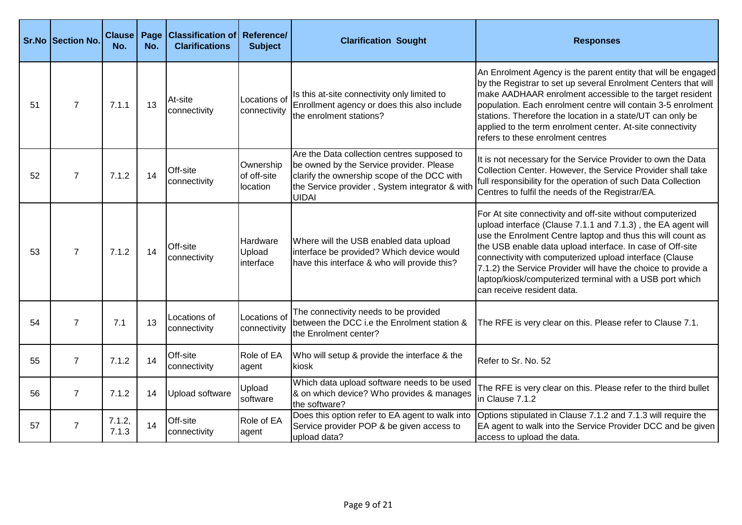| Sr.No | Section No. | Clause No. | Page No. | Classification of Clarifications | Reference/ Subject | Clarification Sought | Responses |
|---|---|---|---|---|---|---|---|
| 51 | 7 | 7.1.1 | 13 | At-site connectivity | Locations of connectivity | Is this at-site connectivity only limited to Enrollment agency or does this also include the enrolment stations? | An Enrolment Agency is the parent entity that will be engaged by the Registrar to set up several Enrolment Centers that will make AADHAAR enrolment accessible to the target resident population. Each enrolment centre will contain 3-5 enrolment stations. Therefore the location in a state/UT can only be applied to the term enrolment center. At-site connectivity refers to these enrolment centres |
| 52 | 7 | 7.1.2 | 14 | Off-site connectivity | Ownership of off-site location | Are the Data collection centres supposed to be owned by the Service provider. Please clarify the ownership scope of the DCC with the Service provider , System integrator & with UIDAI | It is not necessary for the Service Provider to own the Data Collection Center. However, the Service Provider shall take full responsibility for the operation of such Data Collection Centres to fulfil the needs of the Registrar/EA. |
| 53 | 7 | 7.1.2 | 14 | Off-site connectivity | Hardware Upload interface | Where will the USB enabled data upload interface be provided? Which device would have this interface & who will provide this? | For At site connectivity and off-site without computerized upload interface (Clause 7.1.1 and 7.1.3) , the EA agent will use the Enrolment Centre laptop and thus this will count as the USB enable data upload interface. In case of Off-site connectivity with computerized upload interface (Clause 7.1.2) the Service Provider will have the choice to provide a laptop/kiosk/computerized terminal with a USB port which can receive resident data. |
| 54 | 7 | 7.1 | 13 | Locations of connectivity | Locations of connectivity | The connectivity needs to be provided between the DCC i.e the Enrolment station & the Enrolment center? | The RFE is very clear on this. Please refer to Clause 7.1. |
| 55 | 7 | 7.1.2 | 14 | Off-site connectivity | Role of EA agent | Who will setup & provide the interface & the kiosk | Refer to Sr. No. 52 |
| 56 | 7 | 7.1.2 | 14 | Upload software | Upload software | Which data upload software needs to be used & on which device? Who provides & manages the software? | The RFE is very clear on this. Please refer to the third bullet in Clause 7.1.2 |
| 57 | 7 | 7.1.2, 7.1.3 | 14 | Off-site connectivity | Role of EA agent | Does this option refer to EA agent to walk into Service provider POP & be given access to upload data? | Options stipulated in Clause 7.1.2 and 7.1.3 will require the EA agent to walk into the Service Provider DCC and be given access to upload the data. |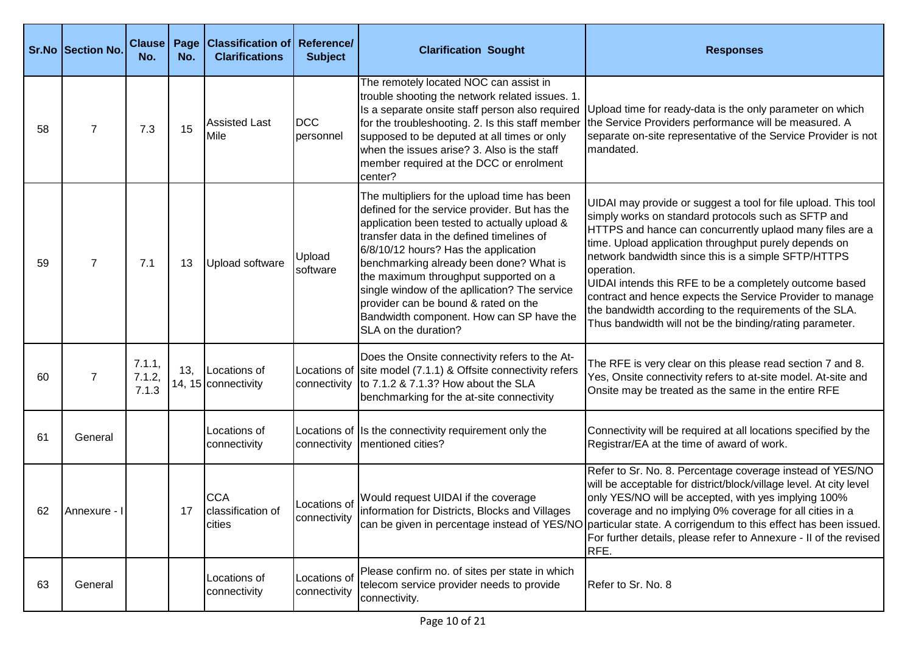| Sr.No | Section No. | Clause No. | Page No. | Classification of Clarifications | Reference/ Subject | Clarification Sought | Responses |
|---|---|---|---|---|---|---|---|
| 58 | 7 | 7.3 | 15 | Assisted Last Mile | DCC personnel | The remotely located NOC can assist in trouble shooting the network related issues. 1. Is a separate onsite staff person also required for the troubleshooting. 2. Is this staff member supposed to be deputed at all times or only when the issues arise? 3. Also is the staff member required at the DCC or enrolment center? | Upload time for ready-data is the only parameter on which the Service Providers performance will be measured. A separate on-site representative of the Service Provider is not mandated. |
| 59 | 7 | 7.1 | 13 | Upload software | Upload software | The multipliers for the upload time has been defined for the service provider. But has the application been tested to actually upload & transfer data in the defined timelines of 6/8/10/12 hours? Has the application benchmarking already been done? What is the maximum throughput supported on a single window of the apllication? The service provider can be bound & rated on the Bandwidth component. How can SP have the SLA on the duration? | UIDAI may provide or suggest a tool for file upload. This tool simply works on standard protocols such as SFTP and HTTPS and hance can concurrently uplaod many files are a time. Upload application throughput purely depends on network bandwidth since this is a simple SFTP/HTTPS operation.<br>UIDAI intends this RFE to be a completely outcome based contract and hence expects the Service Provider to manage the bandwidth according to the requirements of the SLA. Thus bandwidth will not be the binding/rating parameter. |
| 60 | 7 | 7.1.1, 7.1.2, 7.1.3 | 13, 14, 15 | Locations of connectivity | Locations of connectivity | Does the Onsite connectivity refers to the At-site model (7.1.1) & Offsite connectivity refers to 7.1.2 & 7.1.3? How about the SLA benchmarking for the at-site connectivity | The RFE is very clear on this please read section 7 and 8. Yes, Onsite connectivity refers to at-site model. At-site and Onsite may be treated as the same in the entire RFE |
| 61 | General | | | Locations of connectivity | Locations of connectivity | Is the connectivity requirement only the mentioned cities? | Connectivity will be required at all locations specified by the Registrar/EA at the time of award of work. |
| 62 | Annexure - I | | 17 | CCA classification of cities | Locations of connectivity | Would request UIDAI if the coverage information for Districts, Blocks and Villages can be given in percentage instead of YES/NO | Refer to Sr. No. 8. Percentage coverage instead of YES/NO will be acceptable for district/block/village level. At city level only YES/NO will be accepted, with yes implying 100% coverage and no implying 0% coverage for all cities in a particular state. A corrigendum to this effect has been issued. For further details, please refer to Annexure - II of the revised RFE. |
| 63 | General | | | Locations of connectivity | Locations of connectivity | Please confirm no. of sites per state in which telecom service provider needs to provide connectivity. | Refer to Sr. No. 8 |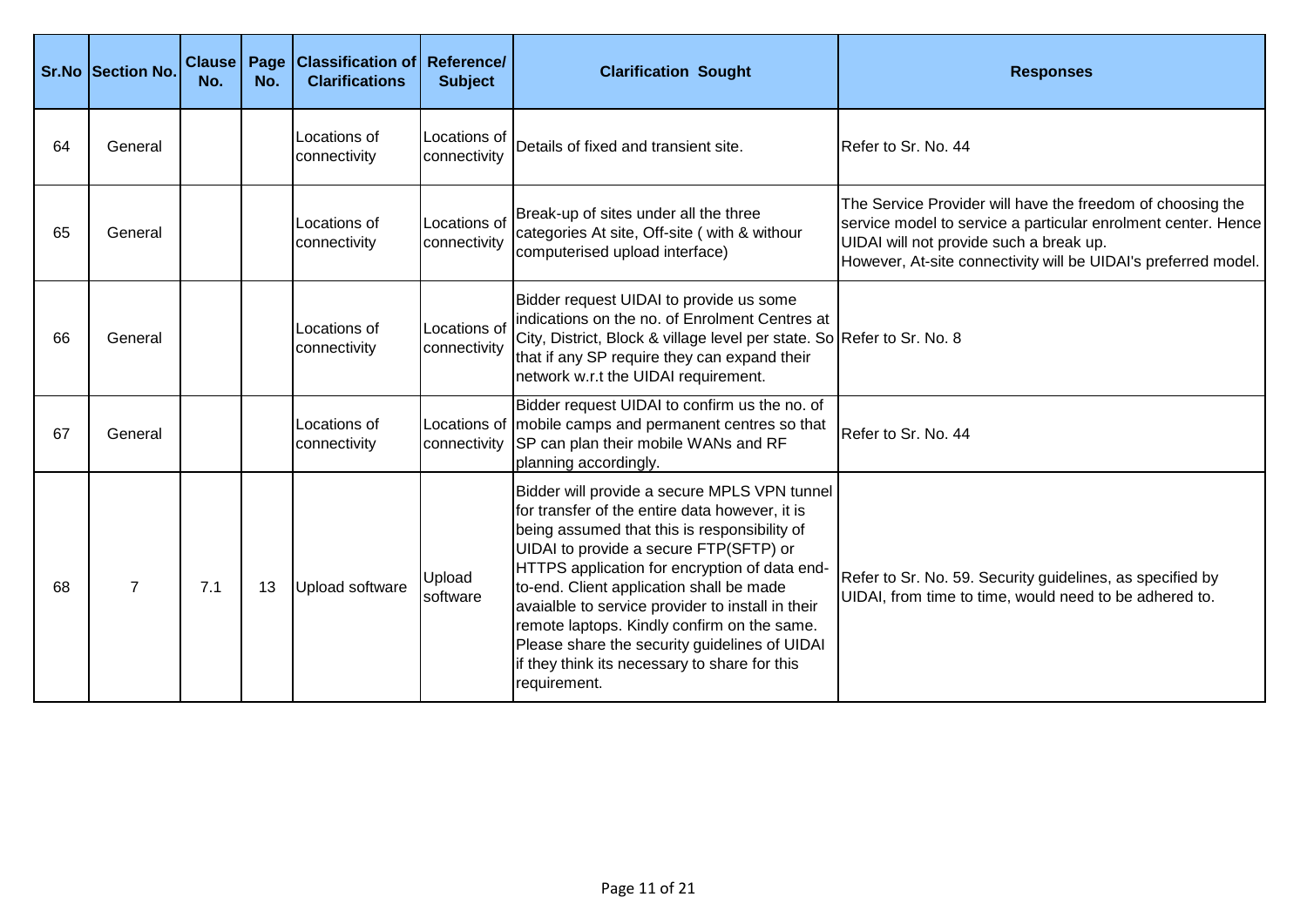| Sr.No | Section No. | Clause No. | Page No. | Classification of Clarifications | Reference/ Subject | Clarification Sought | Responses |
|---|---|---|---|---|---|---|---|
| 64 | General | | | Locations of connectivity | Locations of connectivity | Details of fixed and transient site. | Refer to Sr. No. 44 |
| 65 | General | | | Locations of connectivity | Locations of connectivity | Break-up of sites under all the three categories At site, Off-site ( with & withour computerised upload interface) | The Service Provider will have the freedom of choosing the service model to service a particular enrolment center. Hence UIDAI will not provide such a break up.<br>However, At-site connectivity will be UIDAI's preferred model. |
| 66 | General | | | Locations of connectivity | Locations of connectivity | Bidder request UIDAI to provide us some indications on the no. of Enrolment Centres at City, District, Block & village level per state. So that if any SP require they can expand their network w.r.t the UIDAI requirement. | Refer to Sr. No. 8 |
| 67 | General | | | Locations of connectivity | Locations of connectivity | Bidder request UIDAI to confirm us the no. of mobile camps and permanent centres so that SP can plan their mobile WANs and RF planning accordingly. | Refer to Sr. No. 44 |
| 68 | 7 | 7.1 | 13 | Upload software | Upload software | Bidder will provide a secure MPLS VPN tunnel for transfer of the entire data however, it is being assumed that this is responsibility of UIDAI to provide a secure FTP(SFTP) or HTTPS application for encryption of data end-to-end. Client application shall be made avaialble to service provider to install in their remote laptops. Kindly confirm on the same. Please share the security guidelines of UIDAI if they think its necessary to share for this requirement. | Refer to Sr. No. 59. Security guidelines, as specified by UIDAI, from time to time, would need to be adhered to. |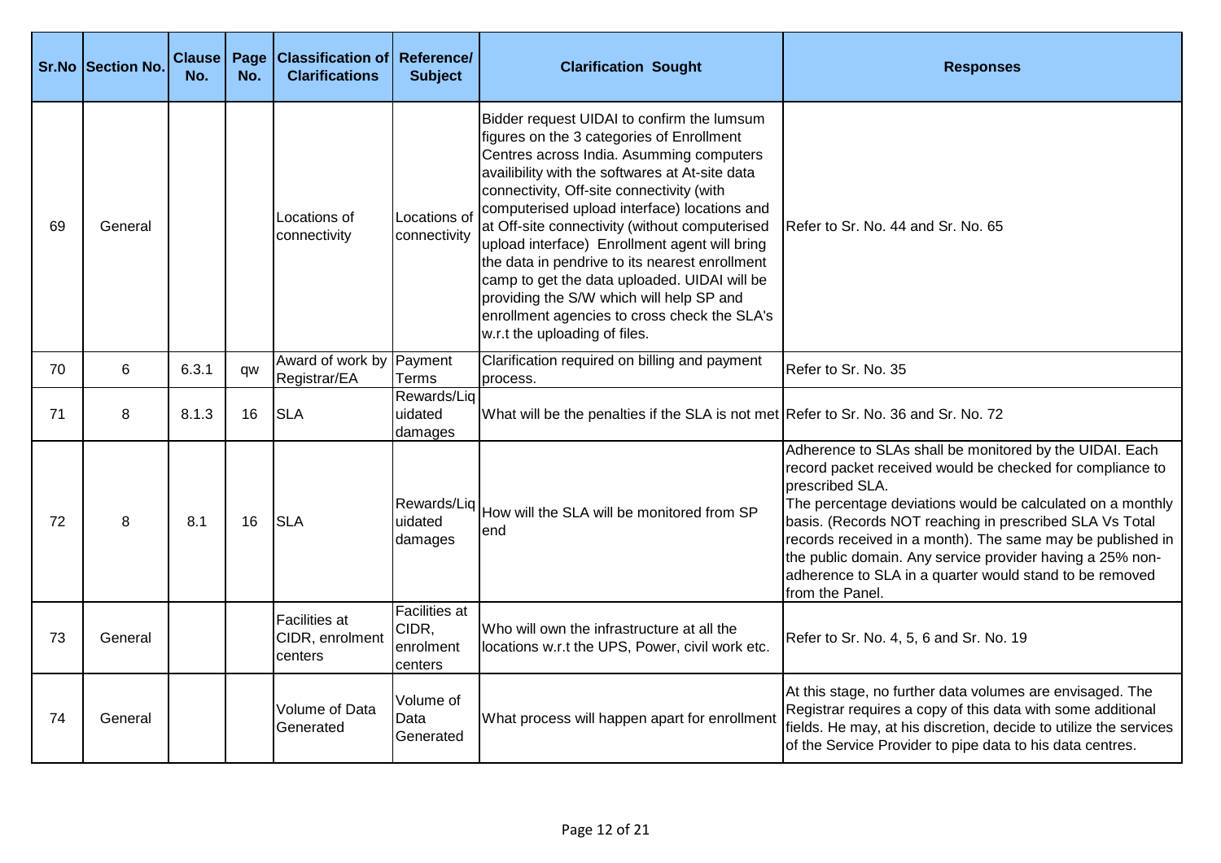| Sr.No | Section No. | Clause No. | Page No. | Classification of Clarifications | Reference/ Subject | Clarification Sought | Responses |
|---|---|---|---|---|---|---|---|
| 69 | General | | | Locations of connectivity | Locations of connectivity | Bidder request UIDAI to confirm the lumsum figures on the 3 categories of Enrollment Centres across India. Asumming computers availibility with the softwares at At-site data connectivity, Off-site connectivity (with computerised upload interface) locations and at Off-site connectivity (without computerised upload interface) Enrollment agent will bring the data in pendrive to its nearest enrollment camp to get the data uploaded. UIDAI will be providing the S/W which will help SP and enrollment agencies to cross check the SLA's w.r.t the uploading of files. | Refer to Sr. No. 44 and Sr. No. 65 |
| 70 | 6 | 6.3.1 | qw | Award of work by Registrar/EA | Payment Terms | Clarification required on billing and payment process. | Refer to Sr. No. 35 |
| 71 | 8 | 8.1.3 | 16 | SLA | Rewards/Liquidated damages | What will be the penalties if the SLA is not met | Refer to Sr. No. 36 and Sr. No. 72 |
| 72 | 8 | 8.1 | 16 | SLA | Rewards/Liquidated damages | How will the SLA will be monitored from SP end | Adherence to SLAs shall be monitored by the UIDAI. Each record packet received would be checked for compliance to prescribed SLA. The percentage deviations would be calculated on a monthly basis. (Records NOT reaching in prescribed SLA Vs Total records received in a month). The same may be published in the public domain. Any service provider having a 25% non-adherence to SLA in a quarter would stand to be removed from the Panel. |
| 73 | General | | | Facilities at CIDR, enrolment centers | Facilities at CIDR, enrolment centers | Who will own the infrastructure at all the locations w.r.t the UPS, Power, civil work etc. | Refer to Sr. No. 4, 5, 6 and Sr. No. 19 |
| 74 | General | | | Volume of Data Generated | Volume of Data Generated | What process will happen apart for enrollment | At this stage, no further data volumes are envisaged. The Registrar requires a copy of this data with some additional fields. He may, at his discretion, decide to utilize the services of the Service Provider to pipe data to his data centres. |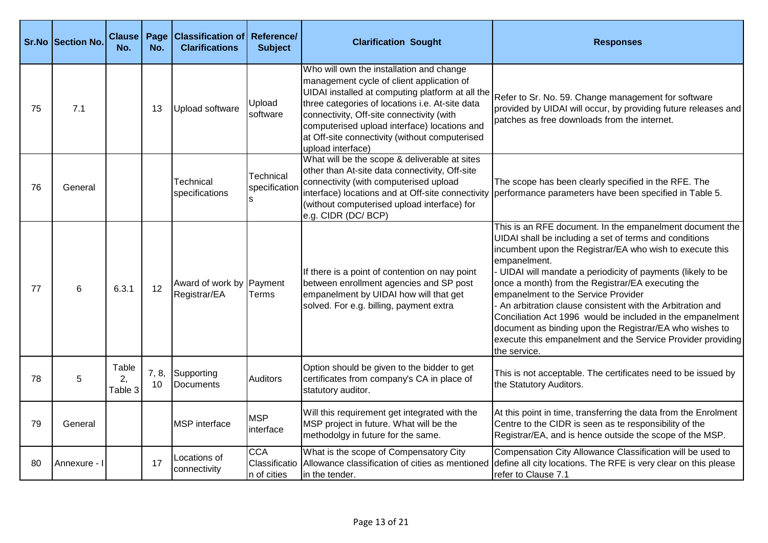| Sr.No | Section No. | Clause No. | Page No. | Classification of Clarifications | Reference/ Subject | Clarification Sought | Responses |
|---|---|---|---|---|---|---|---|
| 75 | 7.1 | | 13 | Upload software | Upload software | Who will own the installation and change management cycle of client application of UIDAI installed at computing platform at all the three categories of locations i.e. At-site data connectivity, Off-site connectivity (with computerised upload interface) locations and at Off-site connectivity (without computerised upload interface) | Refer to Sr. No. 59. Change management for software provided by UIDAI will occur, by providing future releases and patches as free downloads from the internet. |
| 76 | General | | | Technical specifications | Technical specifications | What will be the scope & deliverable at sites other than At-site data connectivity, Off-site connectivity (with computerised upload interface) locations and at Off-site connectivity (without computerised upload interface) for e.g. CIDR (DC/ BCP) | The scope has been clearly specified in the RFE. The performance parameters have been specified in Table 5. |
| 77 | 6 | 6.3.1 | 12 | Award of work by Registrar/EA | Payment Terms | If there is a point of contention on nay point between enrollment agencies and SP post empanelment by UIDAI how will that get solved. For e.g. billing, payment extra | This is an RFE document. In the empanelment document the UIDAI shall be including a set of terms and conditions incumbent upon the Registrar/EA who wish to execute this empanelment.<br>- UIDAI will mandate a periodicity of payments (likely to be once a month) from the Registrar/EA executing the empanelment to the Service Provider<br>- An arbitration clause consistent with the Arbitration and Conciliation Act 1996 would be included in the empanelment document as binding upon the Registrar/EA who wishes to execute this empanelment and the Service Provider providing the service. |
| 78 | 5 | Table 2, Table 3 | 7, 8, 10 | Supporting Documents | Auditors | Option should be given to the bidder to get certificates from company's CA in place of statutory auditor. | This is not acceptable. The certificates need to be issued by the Statutory Auditors. |
| 79 | General | | | MSP interface | MSP interface | Will this requirement get integrated with the MSP project in future. What will be the methodolgy in future for the same. | At this point in time, transferring the data from the Enrolment Centre to the CIDR is seen as te responsibility of the Registrar/EA, and is hence outside the scope of the MSP. |
| 80 | Annexure - I | | 17 | Locations of connectivity | CCA Classification of cities | What is the scope of Compensatory City Allowance classification of cities as mentioned in the tender. | Compensation City Allowance Classification will be used to define all city locations. The RFE is very clear on this please refer to Clause 7.1 |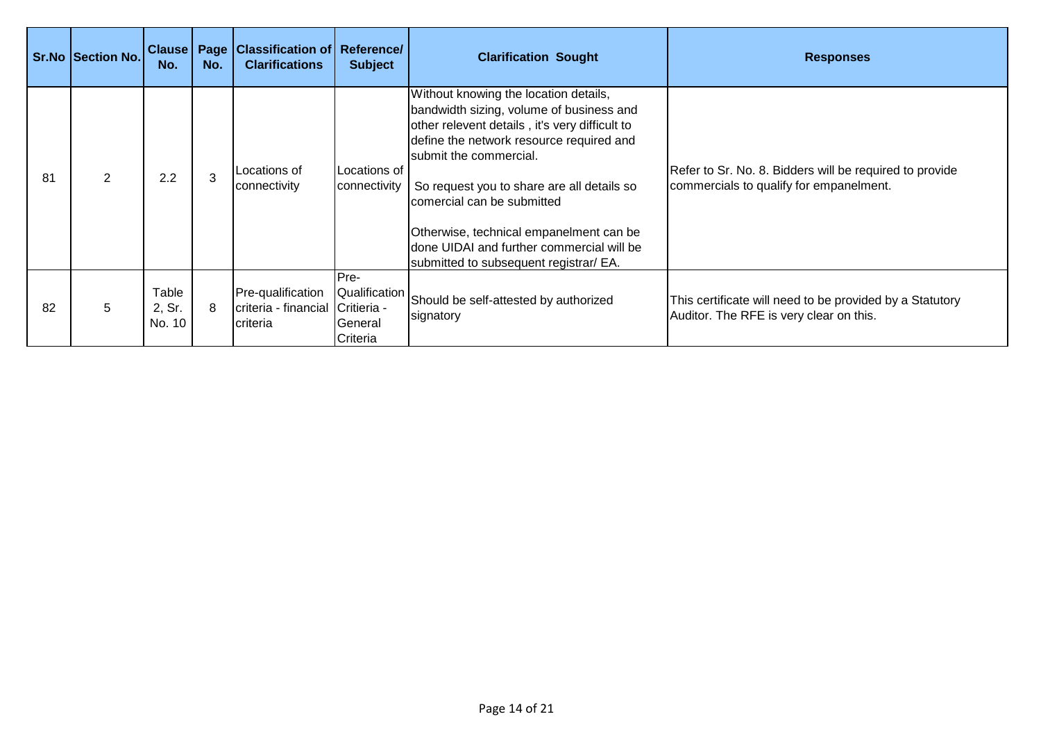| Sr.No | Section No. | Clause No. | Page No. | Classification of Clarifications | Reference/ Subject | Clarification Sought | Responses |
|---|---|---|---|---|---|---|---|
| 81 | 2 | 2.2 | 3 | Locations of connectivity | Locations of connectivity | Without knowing the location details, bandwidth sizing, volume of business and other relevent details , it's very difficult to define the network resource required and submit the commercial.<br><br>So request you to share are all details so comercial can be submitted<br><br>Otherwise, technical empanelment can be done UIDAI and further commercial will be submitted to subsequent registrar/ EA. | Refer to Sr. No. 8. Bidders will be required to provide commercials to qualify for empanelment. |
| 82 | 5 | Table 2, Sr. No. 10 | 8 | Pre-qualification criteria - financial criteria | Pre-Qualification Critieria - General Criteria | Should be self-attested by authorized signatory | This certificate will need to be provided by a Statutory Auditor. The RFE is very clear on this. |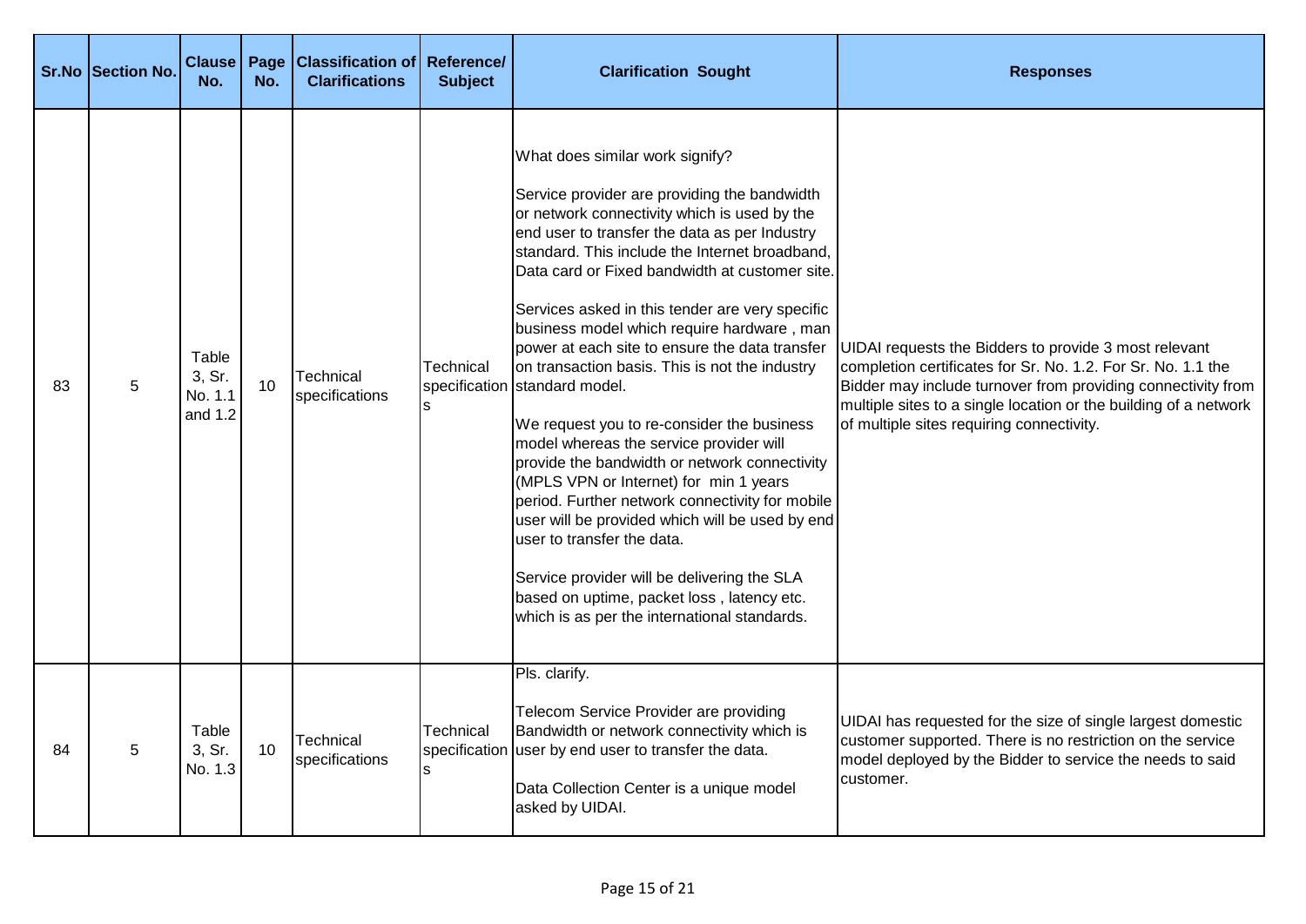| Sr.No | Section No. | Clause No. | Page No. | Classification of Clarifications | Reference/ Subject | Clarification Sought | Responses |
|---|---|---|---|---|---|---|---|
| 83 | 5 | Table 3, Sr. No. 1.1 and 1.2 | 10 | Technical specifications | Technical specifications | What does similar work signify?<br><br>Service provider are providing the bandwidth or network connectivity which is used by the end user to transfer the data as per Industry standard. This include the Internet broadband, Data card or Fixed bandwidth at customer site.<br><br>Services asked in this tender are very specific business model which require hardware , man power at each site to ensure the data transfer on transaction basis. This is not the industry standard model.<br><br>We request you to re-consider the business model whereas the service provider will provide the bandwidth or network connectivity (MPLS VPN or Internet) for min 1 years period. Further network connectivity for mobile user will be provided which will be used by end user to transfer the data.<br><br>Service provider will be delivering the SLA based on uptime, packet loss , latency etc. which is as per the international standards. | UIDAI requests the Bidders to provide 3 most relevant completion certificates for Sr. No. 1.2. For Sr. No. 1.1 the Bidder may include turnover from providing connectivity from multiple sites to a single location or the building of a network of multiple sites requiring connectivity. |
| 84 | 5 | Table 3, Sr. No. 1.3 | 10 | Technical specifications | Technical specifications | Pls. clarify.<br><br>Telecom Service Provider are providing Bandwidth or network connectivity which is user by end user to transfer the data.<br><br>Data Collection Center is a unique model asked by UIDAI. | UIDAI has requested for the size of single largest domestic customer supported. There is no restriction on the service model deployed by the Bidder to service the needs to said customer. |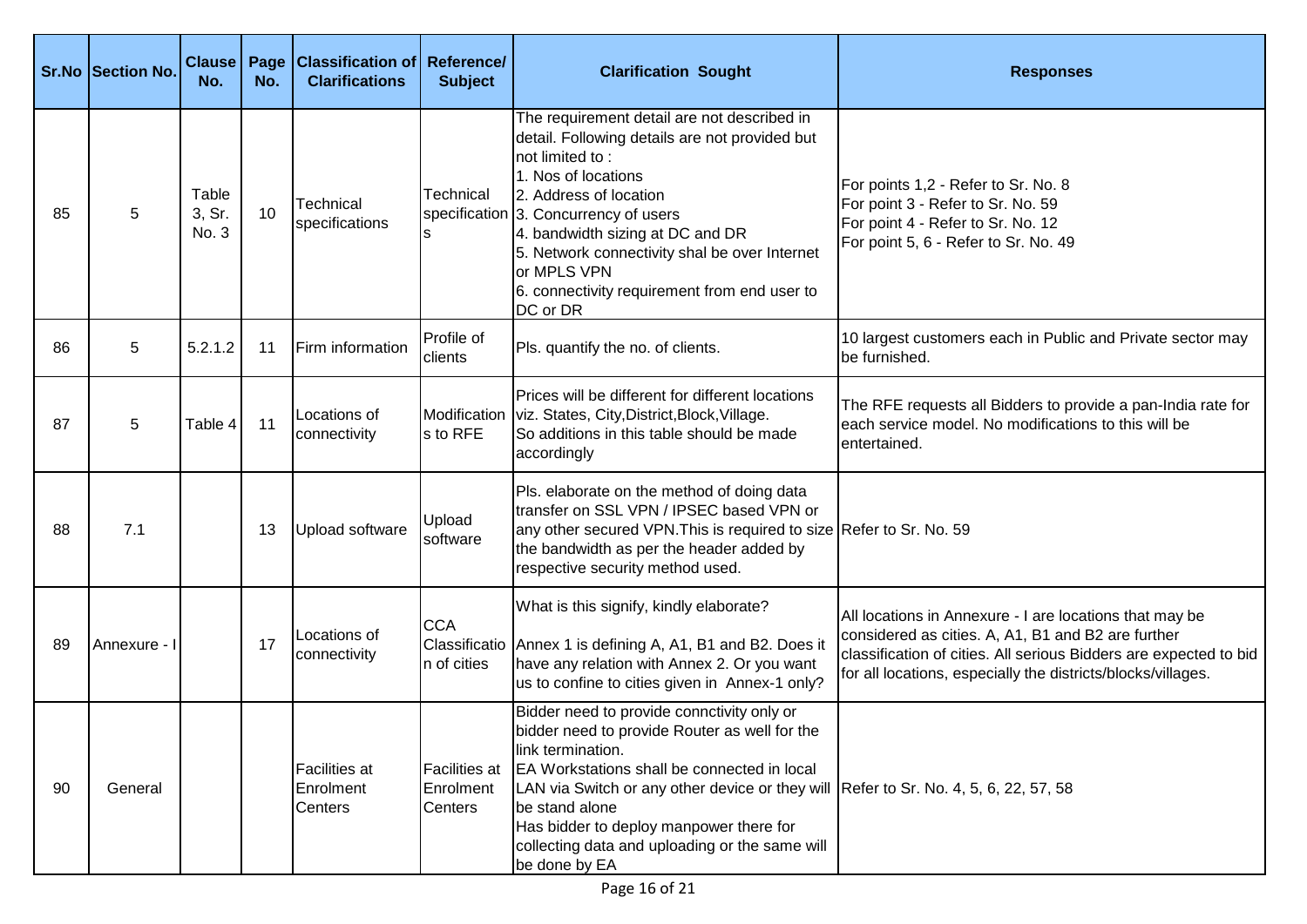| Sr.No | Section No. | Clause No. | Page No. | Classification of Clarifications | Reference/ Subject | Clarification Sought | Responses |
|---|---|---|---|---|---|---|---|
| 85 | 5 | Table 3, Sr. No. 3 | 10 | Technical specifications | Technical specifications | The requirement detail are not described in detail. Following details are not provided but not limited to :<br>1. Nos of locations<br>2. Address of location<br>3. Concurrency of users<br>4. bandwidth sizing at DC and DR<br>5. Network connectivity shal be over Internet or MPLS VPN<br>6. connectivity requirement from end user to DC or DR | For points 1,2 - Refer to Sr. No. 8<br>For point 3 - Refer to Sr. No. 59<br>For point 4 - Refer to Sr. No. 12<br>For point 5, 6 - Refer to Sr. No. 49 |
| 86 | 5 | 5.2.1.2 | 11 | Firm information | Profile of clients | Pls. quantify the no. of clients. | 10 largest customers each in Public and Private sector may be furnished. |
| 87 | 5 | Table 4 | 11 | Locations of connectivity | Modifications to RFE | Prices will be different for different locations viz. States, City,District,Block,Village.<br>So additions in this table should be made accordingly | The RFE requests all Bidders to provide a pan-India rate for each service model. No modifications to this will be entertained. |
| 88 | 7.1 | | 13 | Upload software | Upload software | Pls. elaborate on the method of doing data transfer on SSL VPN / IPSEC based VPN or any other secured VPN.This is required to size the bandwidth as per the header added by respective security method used. | Refer to Sr. No. 59 |
| 89 | Annexure - I | | 17 | Locations of connectivity | CCA Classification of cities | What is this signify, kindly elaborate?<br><br>Annex 1 is defining A, A1, B1 and B2. Does it have any relation with Annex 2. Or you want us to confine to cities given in Annex-1 only? | All locations in Annexure - I are locations that may be considered as cities. A, A1, B1 and B2 are further classification of cities. All serious Bidders are expected to bid for all locations, especially the districts/blocks/villages. |
| 90 | General | | | Facilities at Enrolment Centers | Facilities at Enrolment Centers | Bidder need to provide connctivity only or bidder need to provide Router as well for the link termination.<br>EA Workstations shall be connected in local LAN via Switch or any other device or they will be stand alone<br>Has bidder to deploy manpower there for collecting data and uploading or the same will be done by EA | Refer to Sr. No. 4, 5, 6, 22, 57, 58 |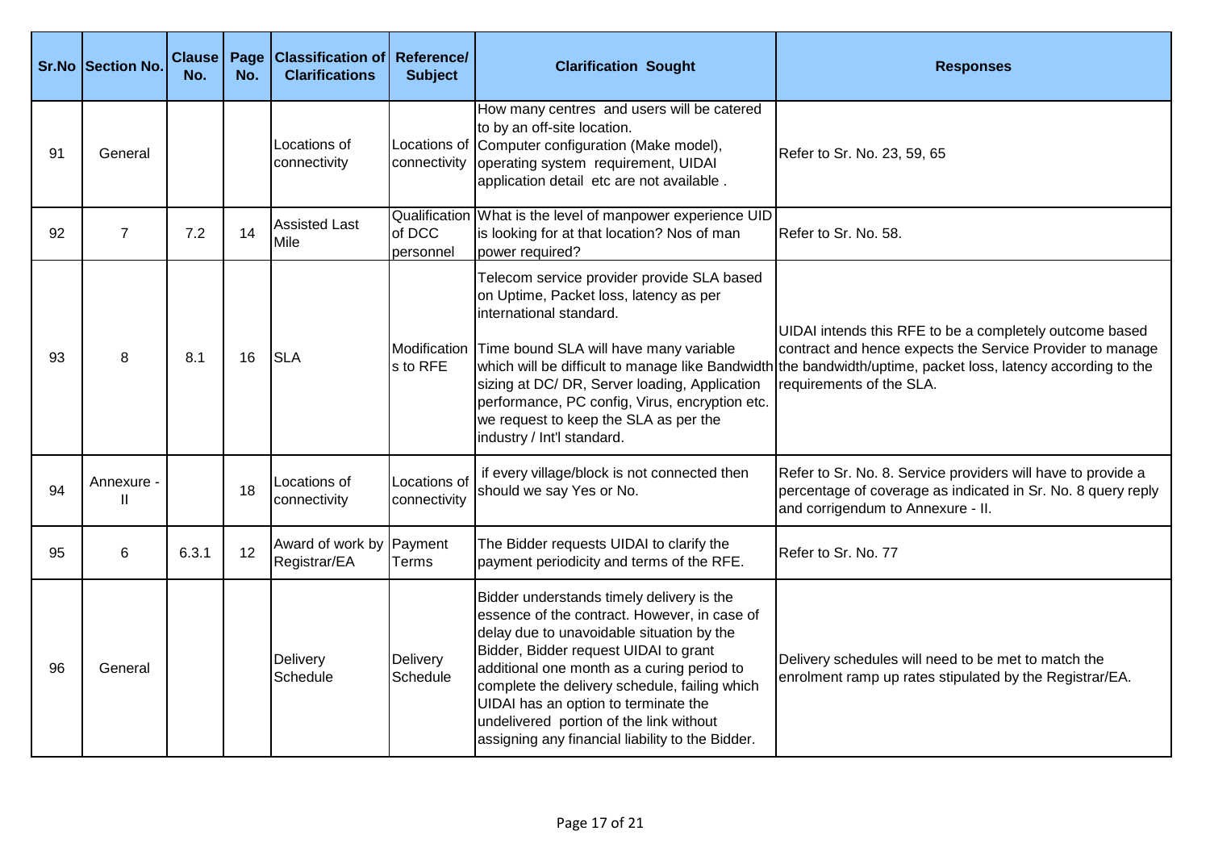| Sr.No | Section No. | Clause No. | Page No. | Classification of Clarifications | Reference/ Subject | Clarification Sought | Responses |
|---|---|---|---|---|---|---|---|
| 91 | General | | | Locations of connectivity | Locations of connectivity | How many centres and users will be catered to by an off-site location. Computer configuration (Make model), operating system requirement, UIDAI application detail etc are not available . | Refer to Sr. No. 23, 59, 65 |
| 92 | 7 | 7.2 | 14 | Assisted Last Mile | Qualification of DCC personnel | What is the level of manpower experience UID is looking for at that location? Nos of man power required? | Refer to Sr. No. 58. |
| 93 | 8 | 8.1 | 16 | SLA | Modifications to RFE | Telecom service provider provide SLA based on Uptime, Packet loss, latency as per international standard.<br><br>Time bound SLA will have many variable which will be difficult to manage like Bandwidth sizing at DC/ DR, Server loading, Application performance, PC config, Virus, encryption etc. we request to keep the SLA as per the industry / Int'l standard. | UIDAI intends this RFE to be a completely outcome based contract and hence expects the Service Provider to manage the bandwidth/uptime, packet loss, latency according to the requirements of the SLA. |
| 94 | Annexure - II | | 18 | Locations of connectivity | Locations of connectivity | if every village/block is not connected then should we say Yes or No. | Refer to Sr. No. 8. Service providers will have to provide a percentage of coverage as indicated in Sr. No. 8 query reply and corrigendum to Annexure - II. |
| 95 | 6 | 6.3.1 | 12 | Award of work by Registrar/EA | Payment Terms | The Bidder requests UIDAI to clarify the payment periodicity and terms of the RFE. | Refer to Sr. No. 77 |
| 96 | General | | | Delivery Schedule | Delivery Schedule | Bidder understands timely delivery is the essence of the contract. However, in case of delay due to unavoidable situation by the Bidder, Bidder request UIDAI to grant additional one month as a curing period to complete the delivery schedule, failing which UIDAI has an option to terminate the undelivered portion of the link without assigning any financial liability to the Bidder. | Delivery schedules will need to be met to match the enrolment ramp up rates stipulated by the Registrar/EA. |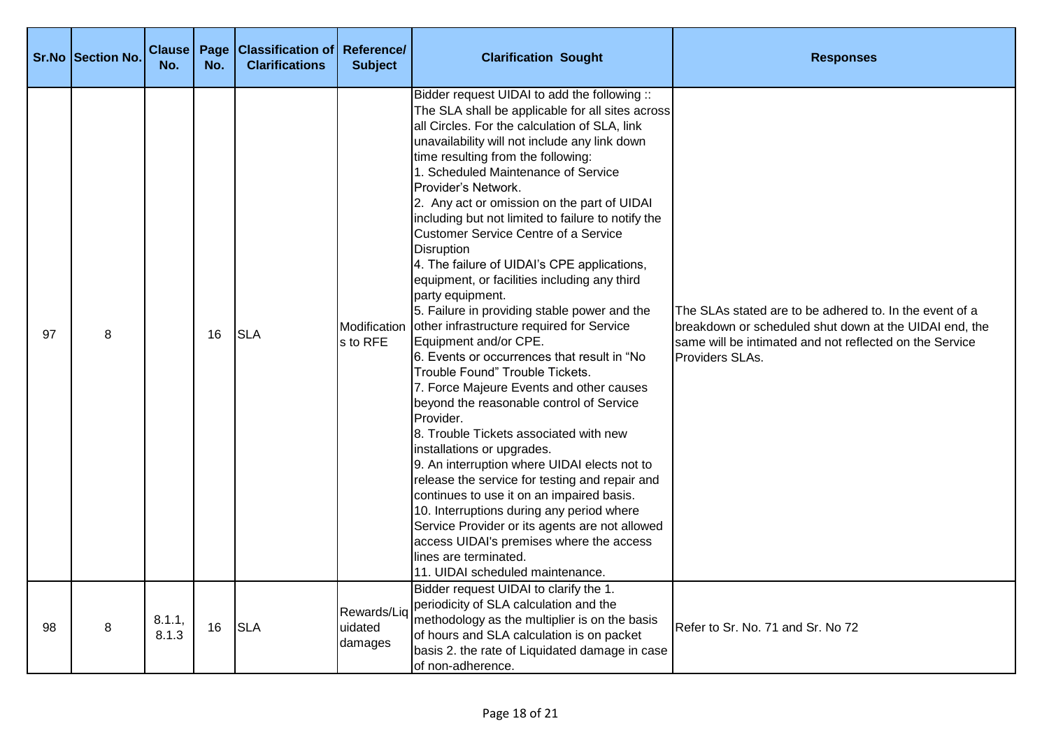| Sr.No | Section No. | Clause No. | Page No. | Classification of Clarifications | Reference/ Subject | Clarification Sought | Responses |
|---|---|---|---|---|---|---|---|
| 97 | 8 | | 16 | SLA | Modifications to RFE | Bidder request UIDAI to add the following :: The SLA shall be applicable for all sites across all Circles. For the calculation of SLA, link unavailability will not include any link down time resulting from the following:<br>1. Scheduled Maintenance of Service Provider's Network.<br>2. Any act or omission on the part of UIDAI including but not limited to failure to notify the Customer Service Centre of a Service Disruption<br>4. The failure of UIDAI's CPE applications, equipment, or facilities including any third party equipment.<br>5. Failure in providing stable power and the other infrastructure required for Service Equipment and/or CPE.<br>6. Events or occurrences that result in "No Trouble Found" Trouble Tickets.<br>7. Force Majeure Events and other causes beyond the reasonable control of Service Provider.<br>8. Trouble Tickets associated with new installations or upgrades.<br>9. An interruption where UIDAI elects not to release the service for testing and repair and continues to use it on an impaired basis.<br>10. Interruptions during any period where Service Provider or its agents are not allowed access UIDAI's premises where the access lines are terminated.<br>11. UIDAI scheduled maintenance. | The SLAs stated are to be adhered to. In the event of a breakdown or scheduled shut down at the UIDAI end, the same will be intimated and not reflected on the Service Providers SLAs. |
| 98 | 8 | 8.1.1, 8.1.3 | 16 | SLA | Rewards/Liquidated damages | Bidder request UIDAI to clarify the 1. periodicity of SLA calculation and the methodology as the multiplier is on the basis of hours and SLA calculation is on packet basis 2. the rate of Liquidated damage in case of non-adherence. | Refer to Sr. No. 71 and Sr. No 72 |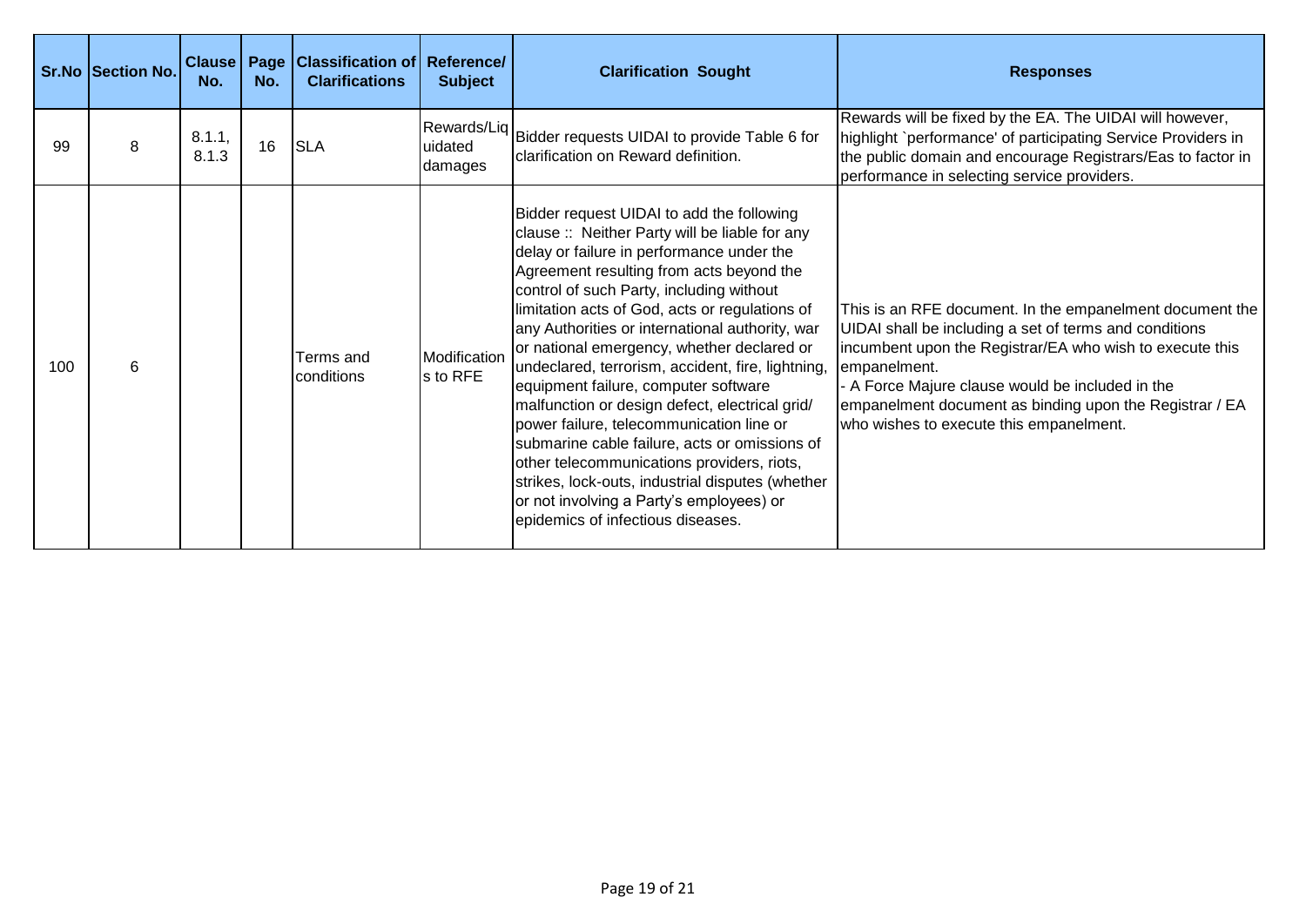| Sr.No | Section No. | Clause No. | Page No. | Classification of Clarifications | Reference/ Subject | Clarification Sought | Responses |
|---|---|---|---|---|---|---|---|
| 99 | 8 | 8.1.1, 8.1.3 | 16 | SLA | Rewards/Liquidated damages | Bidder requests UIDAI to provide Table 6 for clarification on Reward definition. | Rewards will be fixed by the EA. The UIDAI will however, highlight `performance' of participating Service Providers in the public domain and encourage Registrars/Eas to factor in performance in selecting service providers. |
| 100 | 6 | | | Terms and conditions | Modifications to RFE | Bidder request UIDAI to add the following clause :: Neither Party will be liable for any delay or failure in performance under the Agreement resulting from acts beyond the control of such Party, including without limitation acts of God, acts or regulations of any Authorities or international authority, war or national emergency, whether declared or undeclared, terrorism, accident, fire, lightning, equipment failure, computer software malfunction or design defect, electrical grid/ power failure, telecommunication line or submarine cable failure, acts or omissions of other telecommunications providers, riots, strikes, lock-outs, industrial disputes (whether or not involving a Party's employees) or epidemics of infectious diseases. | This is an RFE document. In the empanelment document the UIDAI shall be including a set of terms and conditions incumbent upon the Registrar/EA who wish to execute this empanelment.<br>- A Force Majure clause would be included in the empanelment document as binding upon the Registrar / EA who wishes to execute this empanelment. |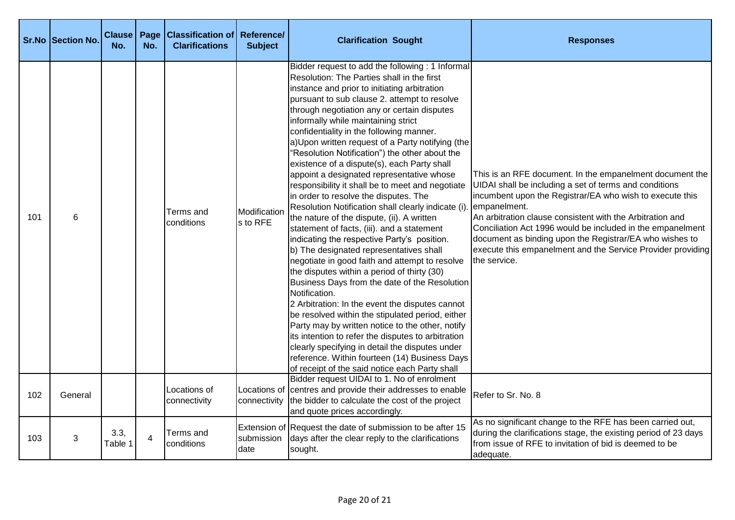| Sr.No | Section No. | Clause No. | Page No. | Classification of Clarifications | Reference/ Subject | Clarification Sought | Responses |
|---|---|---|---|---|---|---|---|
| 101 | 6 | | | Terms and conditions | Modifications to RFE | Bidder request to add the following : 1 Informal Resolution: The Parties shall in the first instance and prior to initiating arbitration pursuant to sub clause 2. attempt to resolve through negotiation any or certain disputes informally while maintaining strict confidentiality in the following manner. a)Upon written request of a Party notifying (the "Resolution Notification") the other about the existence of a dispute(s), each Party shall appoint a designated representative whose responsibility it shall be to meet and negotiate in order to resolve the disputes. The Resolution Notification shall clearly indicate (i). the nature of the dispute, (ii). A written statement of facts, (iii). and a statement indicating the respective Party's position. b) The designated representatives shall negotiate in good faith and attempt to resolve the disputes within a period of thirty (30) Business Days from the date of the Resolution Notification. 2 Arbitration: In the event the disputes cannot be resolved within the stipulated period, either Party may by written notice to the other, notify its intention to refer the disputes to arbitration clearly specifying in detail the disputes under reference. Within fourteen (14) Business Days of receipt of the said notice each Party shall | This is an RFE document. In the empanelment document the UIDAI shall be including a set of terms and conditions incumbent upon the Registrar/EA who wish to execute this empanelment.<br>An arbitration clause consistent with the Arbitration and Conciliation Act 1996 would be included in the empanelment document as binding upon the Registrar/EA who wishes to execute this empanelment and the Service Provider providing the service. |
| 102 | General | | | Locations of connectivity | Locations of connectivity | Bidder request UIDAI to 1. No of enrolment centres and provide their addresses to enable the bidder to calculate the cost of the project and quote prices accordingly. | Refer to Sr. No. 8 |
| 103 | 3 | 3.3, Table 1 | 4 | Terms and conditions | Extension of submission date | Request the date of submission to be after 15 days after the clear reply to the clarifications sought. | As no significant change to the RFE has been carried out, during the clarifications stage, the existing period of 23 days from issue of RFE to invitation of bid is deemed to be adequate. |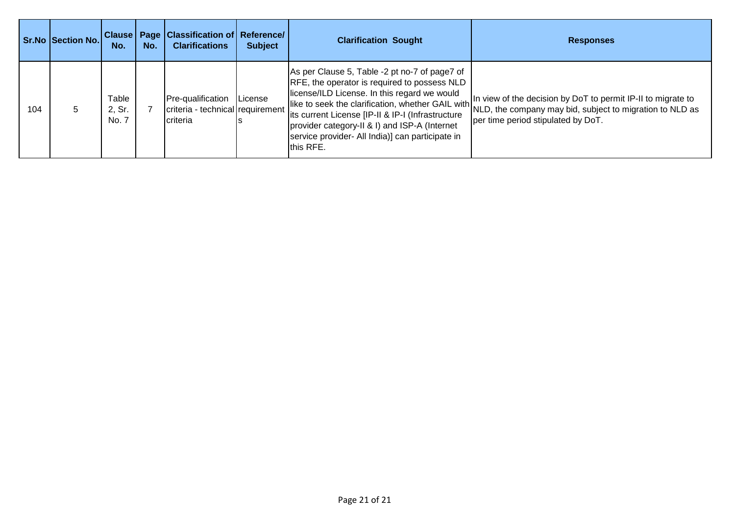| Sr.No | Section No. | Clause No. | Page No. | Classification of Clarifications | Reference/ Subject | Clarification Sought | Responses |
|---|---|---|---|---|---|---|---|
| 104 | 5 | Table 2, Sr. No. 7 | 7 | Pre-qualification criteria - technical criteria | License requirements | As per Clause 5, Table -2 pt no-7 of page7 of RFE, the operator is required to possess NLD license/ILD License. In this regard we would like to seek the clarification, whether GAIL with its current License [IP-II & IP-I (Infrastructure provider category-II & I) and ISP-A (Internet service provider- All India)] can participate in this RFE. | In view of the decision by DoT to permit IP-II to migrate to NLD, the company may bid, subject to migration to NLD as per time period stipulated by DoT. |